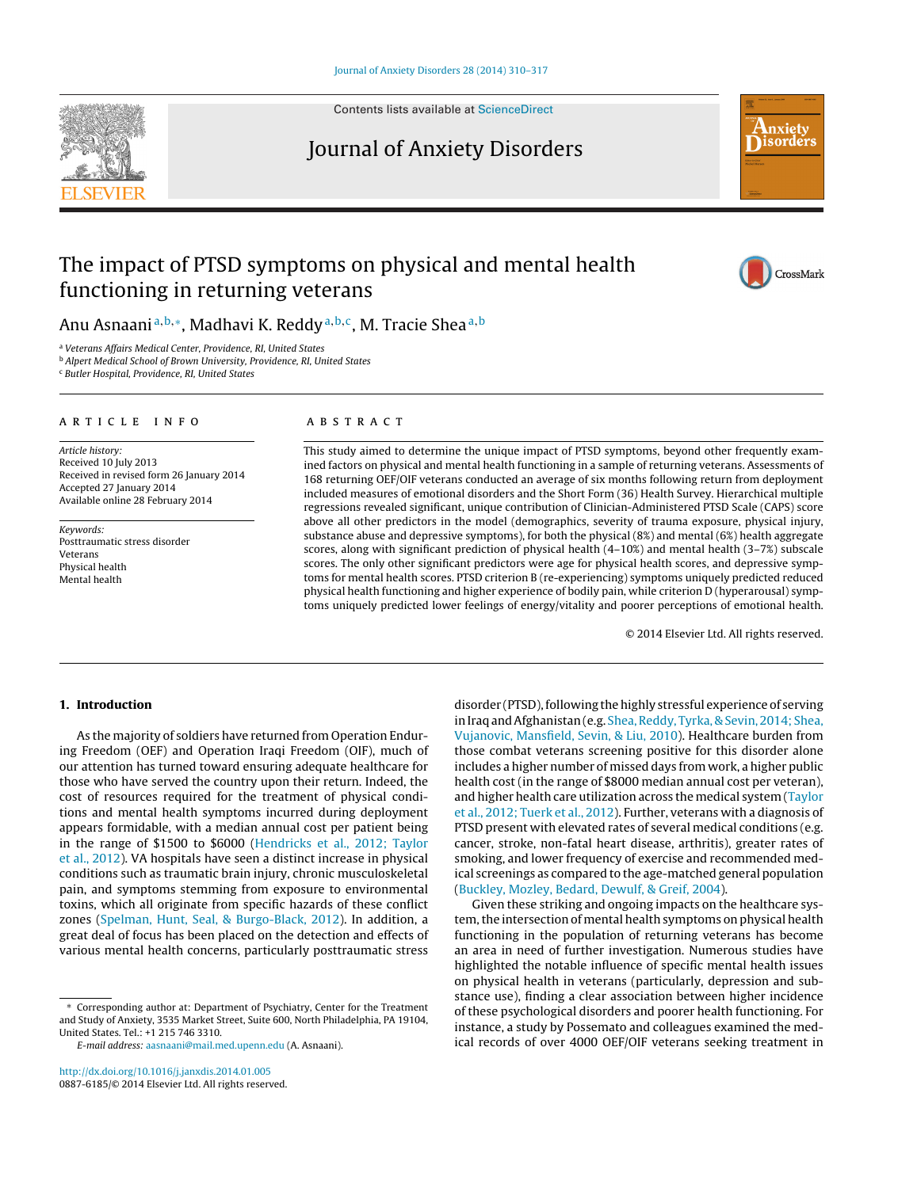# The impact of PTSD symptoms on physical and mental health functioning in returning veterans

Anu Asnaani[a,b,*], Madhavi K. Reddy[a,b,c], M. Tracie Shea[a,b]

[a] Veterans Affairs Medical Center, Providence, RI, United States
[b] Alpert Medical School of Brown University, Providence, RI, United States
[c] Butler Hospital, Providence, RI, United States

## ARTICLE INFO

*Article history:*
Received 10 July 2013
Received in revised form 26 January 2014
Accepted 27 January 2014
Available online 28 February 2014

*Keywords:*
Posttraumatic stress disorder
Veterans
Physical health
Mental health

## ABSTRACT

This study aimed to determine the unique impact of PTSD symptoms, beyond other frequently examined factors on physical and mental health functioning in a sample of returning veterans. Assessments of 168 returning OEF/OIF veterans conducted an average of six months following return from deployment included measures of emotional disorders and the Short Form (36) Health Survey. Hierarchical multiple regressions revealed significant, unique contribution of Clinician-Administered PTSD Scale (CAPS) score above all other predictors in the model (demographics, severity of trauma exposure, physical injury, substance abuse and depressive symptoms), for both the physical (8%) and mental (6%) health aggregate scores, along with significant prediction of physical health (4–10%) and mental health (3–7%) subscale scores. The only other significant predictors were age for physical health scores, and depressive symptoms for mental health scores. PTSD criterion B (re-experiencing) symptoms uniquely predicted reduced physical health functioning and higher experience of bodily pain, while criterion D (hyperarousal) symptoms uniquely predicted lower feelings of energy/vitality and poorer perceptions of emotional health.

© 2014 Elsevier Ltd. All rights reserved.

## 1. Introduction

As the majority of soldiers have returned from Operation Enduring Freedom (OEF) and Operation Iraqi Freedom (OIF), much of our attention has turned toward ensuring adequate healthcare for those who have served the country upon their return. Indeed, the cost of resources required for the treatment of physical conditions and mental health symptoms incurred during deployment appears formidable, with a median annual cost per patient being in the range of $1500 to $6000 (Hendricks et al., 2012; Taylor et al., 2012). VA hospitals have seen a distinct increase in physical conditions such as traumatic brain injury, chronic musculoskeletal pain, and symptoms stemming from exposure to environmental toxins, which all originate from specific hazards of these conflict zones (Spelman, Hunt, Seal, & Burgo-Black, 2012). In addition, a great deal of focus has been placed on the detection and effects of various mental health concerns, particularly posttraumatic stress disorder (PTSD), following the highly stressful experience of serving in Iraq and Afghanistan (e.g. Shea, Reddy, Tyrka, & Sevin, 2014; Shea, Vujanovic, Mansfield, Sevin, & Liu, 2010). Healthcare burden from those combat veterans screening positive for this disorder alone includes a higher number of missed days from work, a higher public health cost (in the range of $8000 median annual cost per veteran), and higher health care utilization across the medical system (Taylor et al., 2012; Tuerk et al., 2012). Further, veterans with a diagnosis of PTSD present with elevated rates of several medical conditions (e.g. cancer, stroke, non-fatal heart disease, arthritis), greater rates of smoking, and lower frequency of exercise and recommended medical screenings as compared to the age-matched general population (Buckley, Mozley, Bedard, Dewulf, & Greif, 2004).

Given these striking and ongoing impacts on the healthcare system, the intersection of mental health symptoms on physical health functioning in the population of returning veterans has become an area in need of further investigation. Numerous studies have highlighted the notable influence of specific mental health issues on physical health in veterans (particularly, depression and substance use), finding a clear association between higher incidence of these psychological disorders and poorer health functioning. For instance, a study by Possemato and colleagues examined the medical records of over 4000 OEF/OIF veterans seeking treatment in

* Corresponding author at: Department of Psychiatry, Center for the Treatment and Study of Anxiety, 3535 Market Street, Suite 600, North Philadelphia, PA 19104, United States. Tel.: +1 215 746 3310.
E-mail address: aasnaani@mail.med.upenn.edu (A. Asnaani).

http://dx.doi.org/10.1016/j.janxdis.2014.01.005
0887-6185/© 2014 Elsevier Ltd. All rights reserved.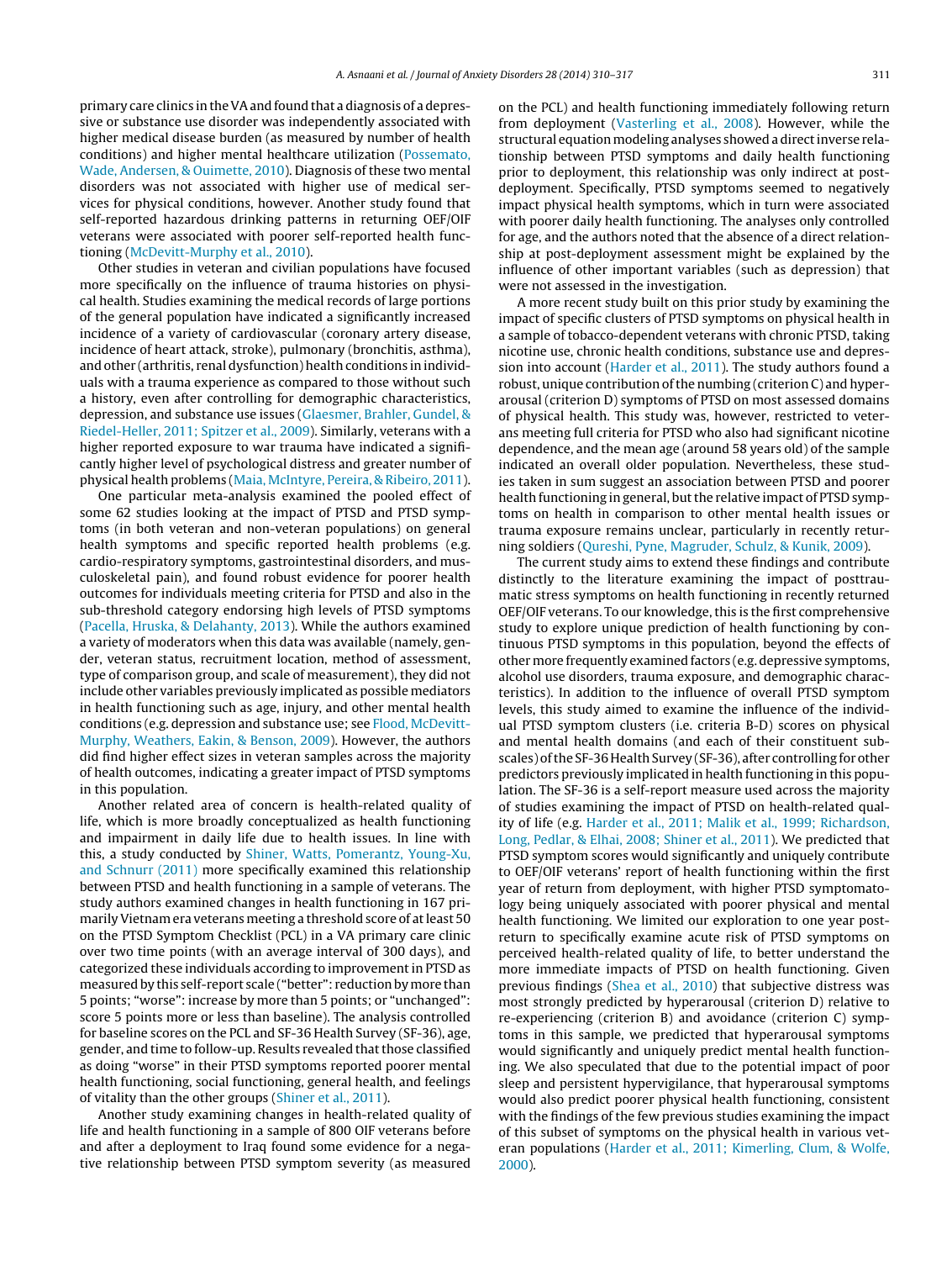primary care clinics in the VA and found that a diagnosis of a depressive or substance use disorder was independently associated with higher medical disease burden (as measured by number of health conditions) and higher mental healthcare utilization (Possemato, Wade, Andersen, & Ouimette, 2010). Diagnosis of these two mental disorders was not associated with higher use of medical services for physical conditions, however. Another study found that self-reported hazardous drinking patterns in returning OEF/OIF veterans were associated with poorer self-reported health functioning (McDevitt-Murphy et al., 2010).

Other studies in veteran and civilian populations have focused more specifically on the influence of trauma histories on physical health. Studies examining the medical records of large portions of the general population have indicated a significantly increased incidence of a variety of cardiovascular (coronary artery disease, incidence of heart attack, stroke), pulmonary (bronchitis, asthma), and other (arthritis, renal dysfunction) health conditions in individuals with a trauma experience as compared to those without such a history, even after controlling for demographic characteristics, depression, and substance use issues (Glaesmer, Brahler, Gundel, & Riedel-Heller, 2011; Spitzer et al., 2009). Similarly, veterans with a higher reported exposure to war trauma have indicated a significantly higher level of psychological distress and greater number of physical health problems (Maia, McIntyre, Pereira, & Ribeiro, 2011).

One particular meta-analysis examined the pooled effect of some 62 studies looking at the impact of PTSD and PTSD symptoms (in both veteran and non-veteran populations) on general health symptoms and specific reported health problems (e.g. cardio-respiratory symptoms, gastrointestinal disorders, and musculoskeletal pain), and found robust evidence for poorer health outcomes for individuals meeting criteria for PTSD and also in the sub-threshold category endorsing high levels of PTSD symptoms (Pacella, Hruska, & Delahanty, 2013). While the authors examined a variety of moderators when this data was available (namely, gender, veteran status, recruitment location, method of assessment, type of comparison group, and scale of measurement), they did not include other variables previously implicated as possible mediators in health functioning such as age, injury, and other mental health conditions (e.g. depression and substance use; see Flood, McDevitt-Murphy, Weathers, Eakin, & Benson, 2009). However, the authors did find higher effect sizes in veteran samples across the majority of health outcomes, indicating a greater impact of PTSD symptoms in this population.

Another related area of concern is health-related quality of life, which is more broadly conceptualized as health functioning and impairment in daily life due to health issues. In line with this, a study conducted by Shiner, Watts, Pomerantz, Young-Xu, and Schnurr (2011) more specifically examined this relationship between PTSD and health functioning in a sample of veterans. The study authors examined changes in health functioning in 167 primarily Vietnam era veterans meeting a threshold score of at least 50 on the PTSD Symptom Checklist (PCL) in a VA primary care clinic over two time points (with an average interval of 300 days), and categorized these individuals according to improvement in PTSD as measured by this self-report scale ("better": reduction by more than 5 points; "worse": increase by more than 5 points; or "unchanged": score 5 points more or less than baseline). The analysis controlled for baseline scores on the PCL and SF-36 Health Survey (SF-36), age, gender, and time to follow-up. Results revealed that those classified as doing "worse" in their PTSD symptoms reported poorer mental health functioning, social functioning, general health, and feelings of vitality than the other groups (Shiner et al., 2011).

Another study examining changes in health-related quality of life and health functioning in a sample of 800 OIF veterans before and after a deployment to Iraq found some evidence for a negative relationship between PTSD symptom severity (as measured on the PCL) and health functioning immediately following return from deployment (Vasterling et al., 2008). However, while the structural equation modeling analyses showed a direct inverse relationship between PTSD symptoms and daily health functioning prior to deployment, this relationship was only indirect at post-deployment. Specifically, PTSD symptoms seemed to negatively impact physical health symptoms, which in turn were associated with poorer daily health functioning. The analyses only controlled for age, and the authors noted that the absence of a direct relationship at post-deployment assessment might be explained by the influence of other important variables (such as depression) that were not assessed in the investigation.

A more recent study built on this prior study by examining the impact of specific clusters of PTSD symptoms on physical health in a sample of tobacco-dependent veterans with chronic PTSD, taking nicotine use, chronic health conditions, substance use and depression into account (Harder et al., 2011). The study authors found a robust, unique contribution of the numbing (criterion C) and hyperarousal (criterion D) symptoms of PTSD on most assessed domains of physical health. This study was, however, restricted to veterans meeting full criteria for PTSD who also had significant nicotine dependence, and the mean age (around 58 years old) of the sample indicated an overall older population. Nevertheless, these studies taken in sum suggest an association between PTSD and poorer health functioning in general, but the relative impact of PTSD symptoms on health in comparison to other mental health issues or trauma exposure remains unclear, particularly in recently returning soldiers (Qureshi, Pyne, Magruder, Schulz, & Kunik, 2009).

The current study aims to extend these findings and contribute distinctly to the literature examining the impact of posttraumatic stress symptoms on health functioning in recently returned OEF/OIF veterans. To our knowledge, this is the first comprehensive study to explore unique prediction of health functioning by continuous PTSD symptoms in this population, beyond the effects of other more frequently examined factors (e.g. depressive symptoms, alcohol use disorders, trauma exposure, and demographic characteristics). In addition to the influence of overall PTSD symptom levels, this study aimed to examine the influence of the individual PTSD symptom clusters (i.e. criteria B–D) scores on physical and mental health domains (and each of their constituent subscales) of the SF-36 Health Survey (SF-36), after controlling for other predictors previously implicated in health functioning in this population. The SF-36 is a self-report measure used across the majority of studies examining the impact of PTSD on health-related quality of life (e.g. Harder et al., 2011; Malik et al., 1999; Richardson, Long, Pedlar, & Elhai, 2008; Shiner et al., 2011). We predicted that PTSD symptom scores would significantly and uniquely contribute to OEF/OIF veterans' report of health functioning within the first year of return from deployment, with higher PTSD symptomatology being uniquely associated with poorer physical and mental health functioning. We limited our exploration to one year post-return to specifically examine acute risk of PTSD symptoms on perceived health-related quality of life, to better understand the more immediate impacts of PTSD on health functioning. Given previous findings (Shea et al., 2010) that subjective distress was most strongly predicted by hyperarousal (criterion D) relative to re-experiencing (criterion B) and avoidance (criterion C) symptoms in this sample, we predicted that hyperarousal symptoms would significantly and uniquely predict mental health functioning. We also speculated that due to the potential impact of poor sleep and persistent hypervigilance, that hyperarousal symptoms would also predict poorer physical health functioning, consistent with the findings of the few previous studies examining the impact of this subset of symptoms on the physical health in various veteran populations (Harder et al., 2011; Kimerling, Clum, & Wolfe, 2000).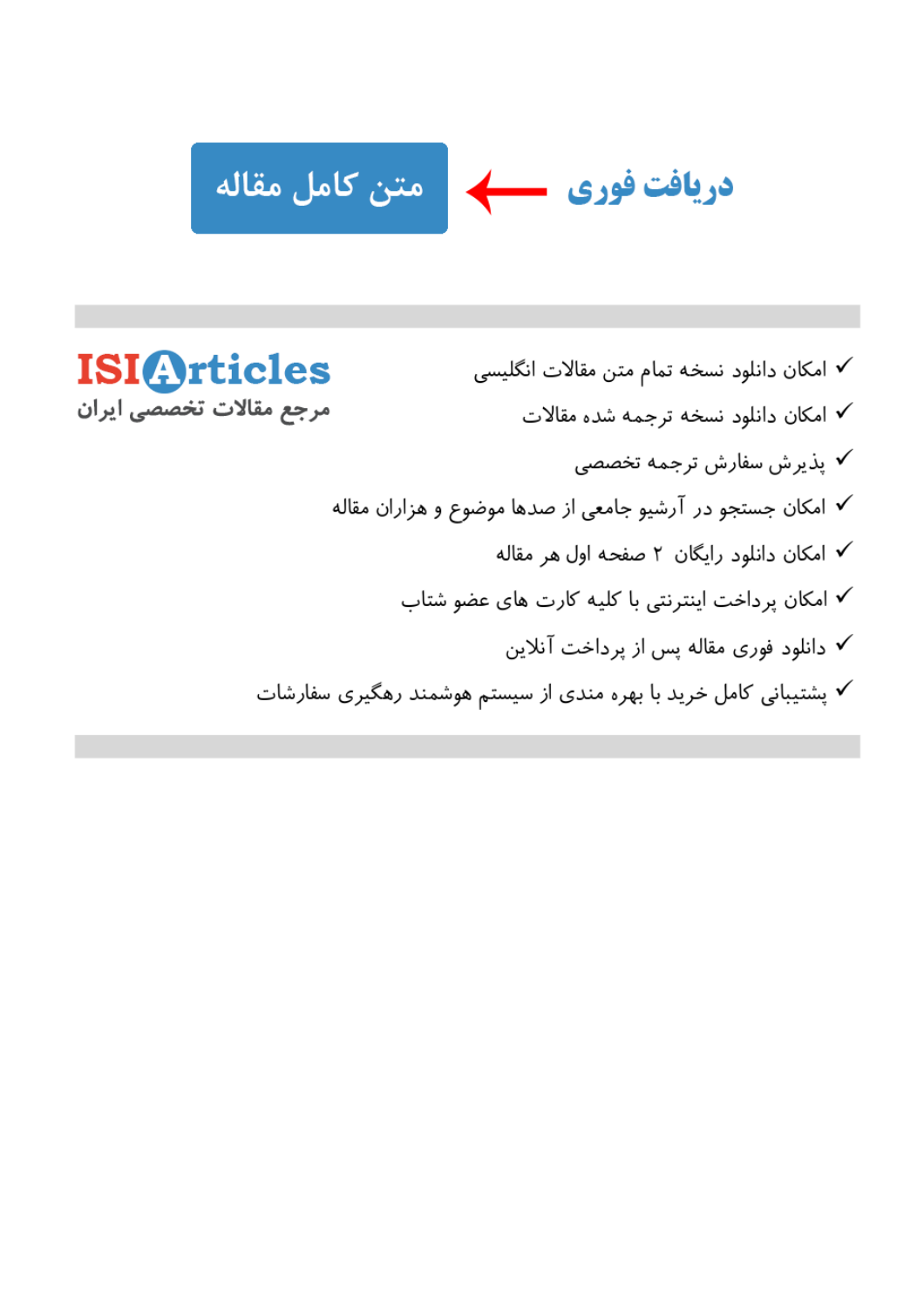دریافت فوری ← متن کامل مقاله

ISIArticles
مرجع مقالات تخصصی ایران

- ✓ امکان دانلود نسخه تمام متن مقالات انگلیسی
- ✓ امکان دانلود نسخه ترجمه شده مقالات
- ✓ پذیرش سفارش ترجمه تخصصی
- ✓ امکان جستجو در آرشیو جامعی از صدها موضوع و هزاران مقاله
- ✓ امکان دانلود رایگان ۲ صفحه اول هر مقاله
- ✓ امکان پرداخت اینترنتی با کلیه کارت های عضو شتاب
- ✓ دانلود فوری مقاله پس از پرداخت آنلاین
- ✓ پشتیبانی کامل خرید با بهره مندی از سیستم هوشمند رهگیری سفارشات